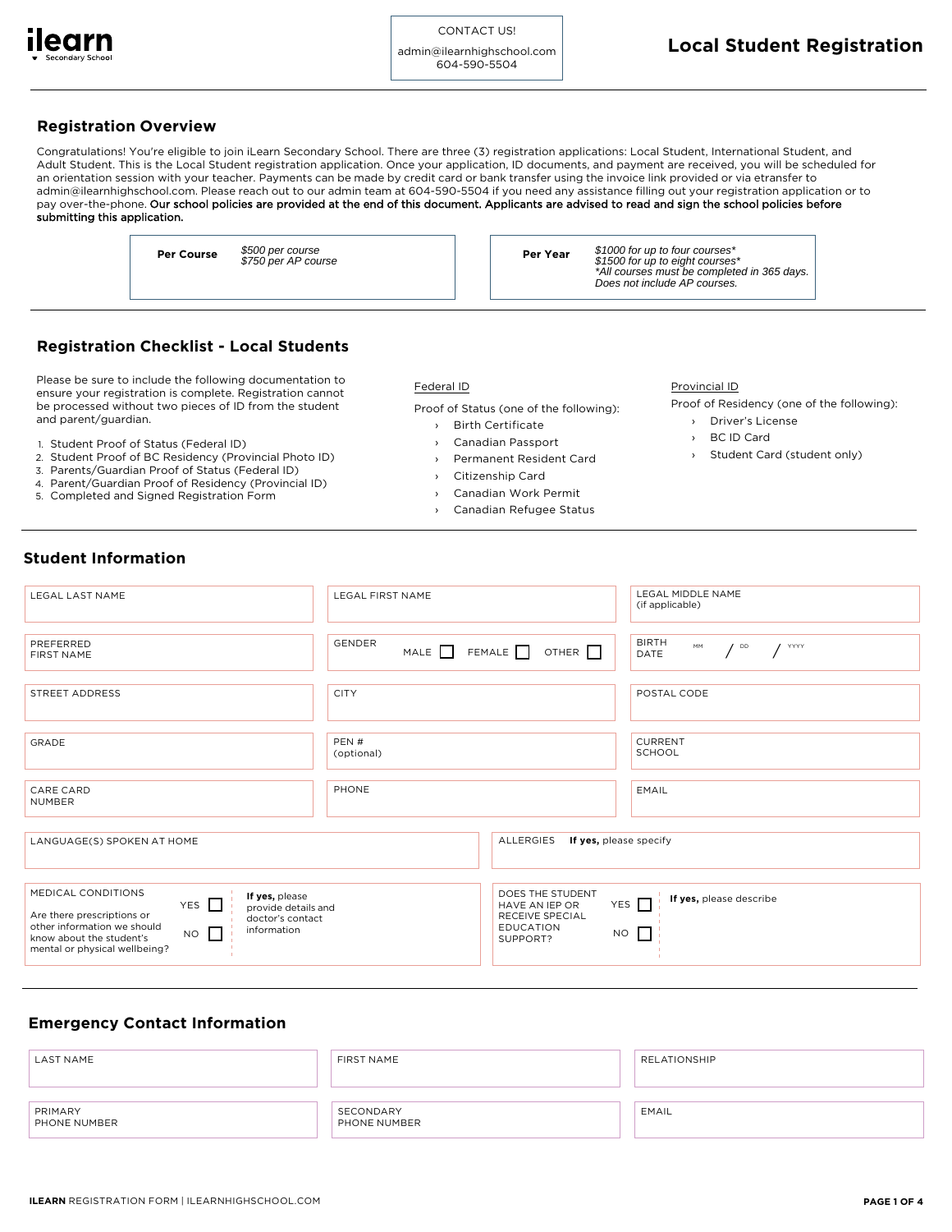ilearn
Secondary School

CONTACT US!

admin@ilearnhighschool.com
604-590-5504

# Local Student Registration

## Registration Overview

Congratulations! You're eligible to join iLearn Secondary School. There are three (3) registration applications: Local Student, International Student, and Adult Student. This is the Local Student registration application. Once your application, ID documents, and payment are received, you will be scheduled for an orientation session with your teacher. Payments can be made by credit card or bank transfer using the invoice link provided or via etransfer to admin@ilearnhighschool.com. Please reach out to our admin team at 604-590-5504 if you need any assistance filling out your registration application or to pay over-the-phone. **Our school policies are provided at the end of this document. Applicants are advised to read and sign the school policies before submitting this application.**

| **Per Course** | *$500 per course*<br>*$750 per AP course* |
|---|---|

| **Per Year** | *$1000 for up to four courses\**<br>*$1500 for up to eight courses\**<br>*\*All courses must be completed in 365 days. Does not include AP courses.* |
|---|---|

## Registration Checklist - Local Students

Please be sure to include the following documentation to ensure your registration is complete. Registration cannot be processed without two pieces of ID from the student and parent/guardian.

1. Student Proof of Status (Federal ID)
2. Student Proof of BC Residency (Provincial Photo ID)
3. Parents/Guardian Proof of Status (Federal ID)
4. Parent/Guardian Proof of Residency (Provincial ID)
5. Completed and Signed Registration Form

Federal ID

Proof of Status (one of the following):

- Birth Certificate
- Canadian Passport
- Permanent Resident Card
- Citizenship Card
- Canadian Work Permit
- Canadian Refugee Status

Provincial ID

Proof of Residency (one of the following):

- Driver's License
- BC ID Card
- Student Card (student only)

## Student Information

| LEGAL LAST NAME | LEGAL FIRST NAME | LEGAL MIDDLE NAME (if applicable) |
|---|---|---|
| PREFERRED FIRST NAME | GENDER MALE ☐ FEMALE ☐ OTHER ☐ | BIRTH DATE MM / DD / YYYY |
| STREET ADDRESS | CITY | POSTAL CODE |
| GRADE | PEN # (optional) | CURRENT SCHOOL |
| CARE CARD NUMBER | PHONE | EMAIL |

| LANGUAGE(S) SPOKEN AT HOME | ALLERGIES **If yes,** please specify |
|---|---|

| MEDICAL CONDITIONS<br>Are there prescriptions or other information we should know about the student's mental or physical wellbeing? | YES ☐<br>NO ☐ | **If yes,** please provide details and doctor's contact information |
|---|---|---|

| DOES THE STUDENT HAVE AN IEP OR RECEIVE SPECIAL EDUCATION SUPPORT? | YES ☐<br>NO ☐ | **If yes,** please describe |
|---|---|---|

## Emergency Contact Information

| LAST NAME | FIRST NAME | RELATIONSHIP |
|---|---|---|
| PRIMARY PHONE NUMBER | SECONDARY PHONE NUMBER | EMAIL |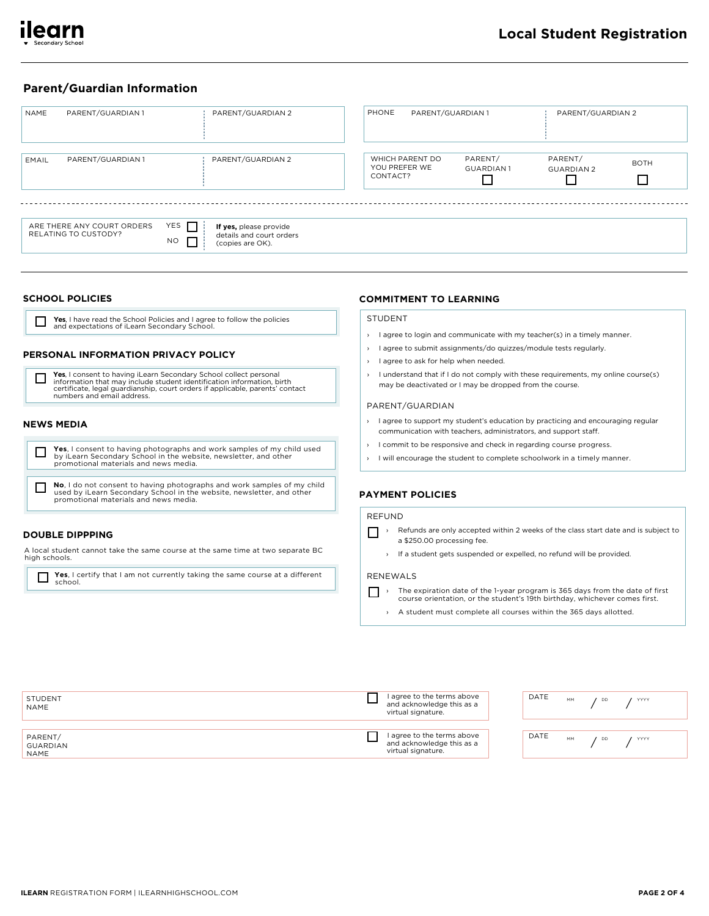# Local Student Registration

## Parent/Guardian Information

| | PARENT/GUARDIAN 1 | PARENT/GUARDIAN 2 |
|---|---|---|
| NAME | | |
| EMAIL | | |
| PHONE | | |

| WHICH PARENT DO YOU PREFER WE CONTACT? | PARENT/ GUARDIAN 1 ☐ | PARENT/ GUARDIAN 2 ☐ | BOTH ☐ |
|---|---|---|---|

| ARE THERE ANY COURT ORDERS RELATING TO CUSTODY? | YES ☐ NO ☐ | **If yes,** please provide details and court orders (copies are OK). |
|---|---|---|

### SCHOOL POLICIES

☐ **Yes**, I have read the School Policies and I agree to follow the policies and expectations of iLearn Secondary School.

### PERSONAL INFORMATION PRIVACY POLICY

☐ **Yes**, I consent to having iLearn Secondary School collect personal information that may include student identification information, birth certificate, legal guardianship, court orders if applicable, parents' contact numbers and email address.

### NEWS MEDIA

☐ **Yes**, I consent to having photographs and work samples of my child used by iLearn Secondary School in the website, newsletter, and other promotional materials and news media.

☐ **No**, I do not consent to having photographs and work samples of my child used by iLearn Secondary School in the website, newsletter, and other promotional materials and news media.

### DOUBLE DIPPPING

A local student cannot take the same course at the same time at two separate BC high schools.

☐ **Yes**, I certify that I am not currently taking the same course at a different school.

### COMMITMENT TO LEARNING

STUDENT

- I agree to login and communicate with my teacher(s) in a timely manner.
- I agree to submit assignments/do quizzes/module tests regularly.
- I agree to ask for help when needed.
- I understand that if I do not comply with these requirements, my online course(s) may be deactivated or I may be dropped from the course.

PARENT/GUARDIAN

- I agree to support my student's education by practicing and encouraging regular communication with teachers, administrators, and support staff.
- I commit to be responsive and check in regarding course progress.
- I will encourage the student to complete schoolwork in a timely manner.

### PAYMENT POLICIES

REFUND

☐
- Refunds are only accepted within 2 weeks of the class start date and is subject to a $250.00 processing fee.
- If a student gets suspended or expelled, no refund will be provided.

RENEWALS

☐
- The expiration date of the 1-year program is 365 days from the date of first course orientation, or the student's 19th birthday, whichever comes first.
- A student must complete all courses within the 365 days allotted.

| | | |
|---|---|---|
| STUDENT NAME | ☐ I agree to the terms above and acknowledge this as a virtual signature. | DATE MM / DD / YYYY |
| PARENT/ GUARDIAN NAME | ☐ I agree to the terms above and acknowledge this as a virtual signature. | DATE MM / DD / YYYY |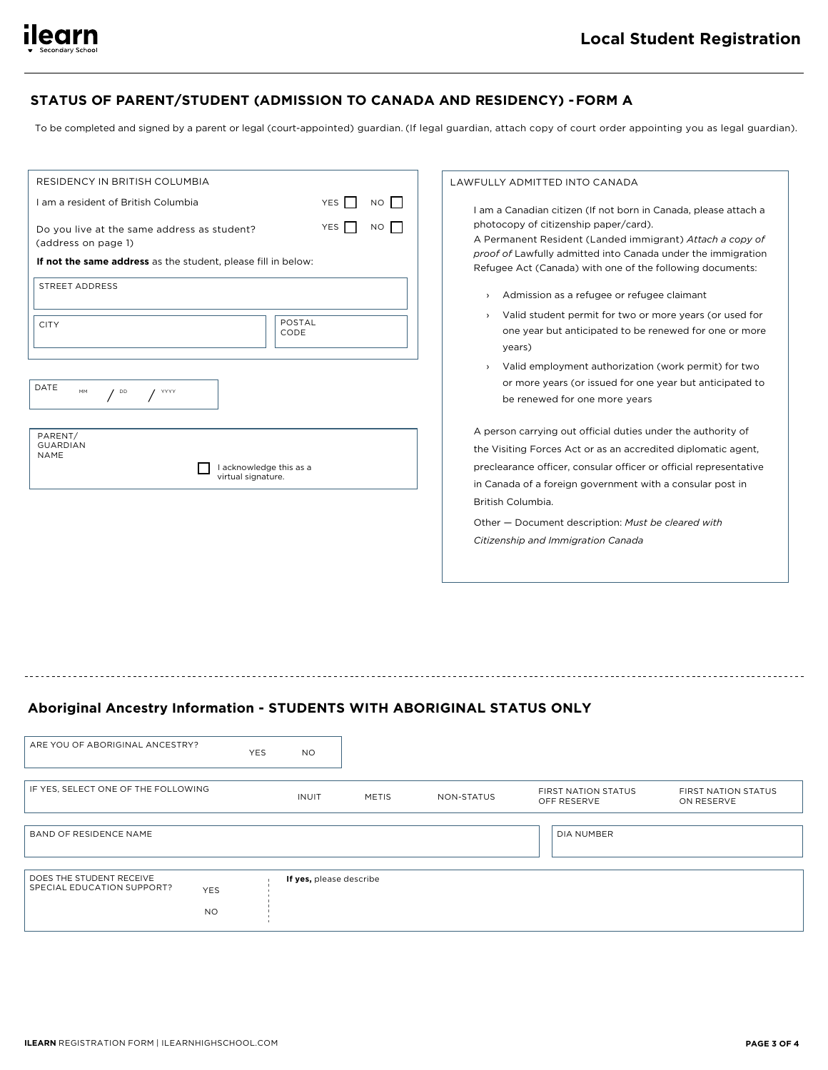## STATUS OF PARENT/STUDENT (ADMISSION TO CANADA AND RESIDENCY) - FORM A

To be completed and signed by a parent or legal (court-appointed) guardian. (If legal guardian, attach copy of court order appointing you as legal guardian).

### RESIDENCY IN BRITISH COLUMBIA

| | | |
|---|---|---|
| I am a resident of British Columbia | YES ☐ | NO ☐ |
| Do you live at the same address as student? (address on page 1) | YES ☐ | NO ☐ |

**If not the same address** as the student, please fill in below:

| STREET ADDRESS | |
|---|---|
| | |
| **CITY** | **POSTAL CODE** |
| | |

DATE MM / DD / YYYY

PARENT/ GUARDIAN NAME

☐ I acknowledge this as a virtual signature.

### LAWFULLY ADMITTED INTO CANADA

I am a Canadian citizen (If not born in Canada, please attach a photocopy of citizenship paper/card).

A Permanent Resident (Landed immigrant) *Attach a copy of proof of* Lawfully admitted into Canada under the immigration Refugee Act (Canada) with one of the following documents:

- Admission as a refugee or refugee claimant
- Valid student permit for two or more years (or used for one year but anticipated to be renewed for one or more years)
- Valid employment authorization (work permit) for two or more years (or issued for one year but anticipated to be renewed for one more years

A person carrying out official duties under the authority of the Visiting Forces Act or as an accredited diplomatic agent, preclearance officer, consular officer or official representative in Canada of a foreign government with a consular post in British Columbia.

Other — Document description: *Must be cleared with Citizenship and Immigration Canada*

---

## Aboriginal Ancestry Information - STUDENTS WITH ABORIGINAL STATUS ONLY

| ARE YOU OF ABORIGINAL ANCESTRY? | YES | NO |
|---|---|---|

| IF YES, SELECT ONE OF THE FOLLOWING | INUIT | METIS | NON-STATUS | FIRST NATION STATUS OFF RESERVE | FIRST NATION STATUS ON RESERVE |
|---|---|---|---|---|---|

| BAND OF RESIDENCE NAME | DIA NUMBER |
|---|---|
| | |

| DOES THE STUDENT RECEIVE SPECIAL EDUCATION SUPPORT? | | **If yes,** please describe |
|---|---|---|
| | YES | |
| | NO | |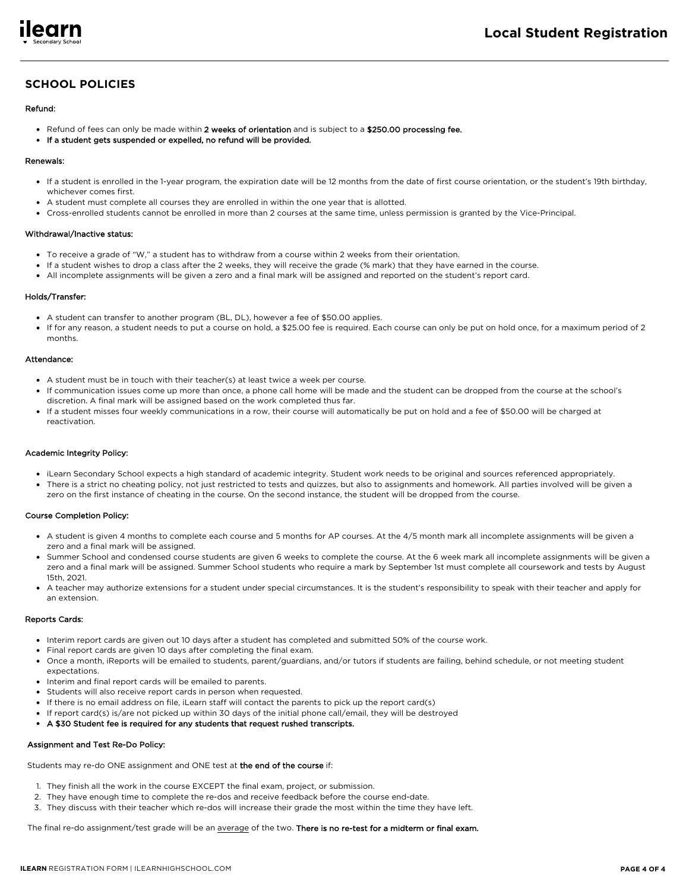## SCHOOL POLICIES

Refund:

- Refund of fees can only be made within **2 weeks of orientation** and is subject to a **$250.00 processing fee.**
- **If a student gets suspended or expelled, no refund will be provided.**

Renewals:

- If a student is enrolled in the 1-year program, the expiration date will be 12 months from the date of first course orientation, or the student's 19th birthday, whichever comes first.
- A student must complete all courses they are enrolled in within the one year that is allotted.
- Cross-enrolled students cannot be enrolled in more than 2 courses at the same time, unless permission is granted by the Vice-Principal.

Withdrawal/Inactive status:

- To receive a grade of "W," a student has to withdraw from a course within 2 weeks from their orientation.
- If a student wishes to drop a class after the 2 weeks, they will receive the grade (% mark) that they have earned in the course.
- All incomplete assignments will be given a zero and a final mark will be assigned and reported on the student's report card.

Holds/Transfer:

- A student can transfer to another program (BL, DL), however a fee of $50.00 applies.
- If for any reason, a student needs to put a course on hold, a $25.00 fee is required. Each course can only be put on hold once, for a maximum period of 2 months.

Attendance:

- A student must be in touch with their teacher(s) at least twice a week per course.
- If communication issues come up more than once, a phone call home will be made and the student can be dropped from the course at the school's discretion. A final mark will be assigned based on the work completed thus far.
- If a student misses four weekly communications in a row, their course will automatically be put on hold and a fee of $50.00 will be charged at reactivation.

Academic Integrity Policy:

- iLearn Secondary School expects a high standard of academic integrity. Student work needs to be original and sources referenced appropriately.
- There is a strict no cheating policy, not just restricted to tests and quizzes, but also to assignments and homework. All parties involved will be given a zero on the first instance of cheating in the course. On the second instance, the student will be dropped from the course.

Course Completion Policy:

- A student is given 4 months to complete each course and 5 months for AP courses. At the 4/5 month mark all incomplete assignments will be given a zero and a final mark will be assigned.
- Summer School and condensed course students are given 6 weeks to complete the course. At the 6 week mark all incomplete assignments will be given a zero and a final mark will be assigned. Summer School students who require a mark by September 1st must complete all coursework and tests by August 15th, 2021.
- A teacher may authorize extensions for a student under special circumstances. It is the student's responsibility to speak with their teacher and apply for an extension.

Reports Cards:

- Interim report cards are given out 10 days after a student has completed and submitted 50% of the course work.
- Final report cards are given 10 days after completing the final exam.
- Once a month, iReports will be emailed to students, parent/guardians, and/or tutors if students are failing, behind schedule, or not meeting student expectations.
- Interim and final report cards will be emailed to parents.
- Students will also receive report cards in person when requested.
- If there is no email address on file, iLearn staff will contact the parents to pick up the report card(s)
- If report card(s) is/are not picked up within 30 days of the initial phone call/email, they will be destroyed
- **A $30 Student fee is required for any students that request rushed transcripts.**

Assignment and Test Re-Do Policy:

Students may re-do ONE assignment and ONE test at **the end of the course** if:

1. They finish all the work in the course EXCEPT the final exam, project, or submission.
2. They have enough time to complete the re-dos and receive feedback before the course end-date.
3. They discuss with their teacher which re-dos will increase their grade the most within the time they have left.

The final re-do assignment/test grade will be an average of the two. **There is no re-test for a midterm or final exam.**